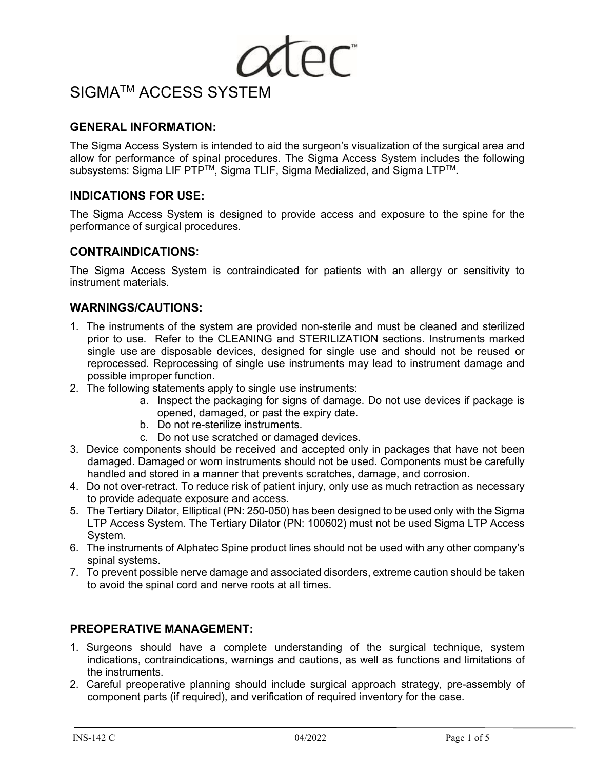atec™

# SIGMA™ ACCESS SYSTEM

## GENERAL INFORMATION:

The Sigma Access System is intended to aid the surgeon's visualization of the surgical area and allow for performance of spinal procedures. The Sigma Access System includes the following subsystems: Sigma LIF PTP™, Sigma TLIF, Sigma Medialized, and Sigma LTP™.

## INDICATIONS FOR USE:

The Sigma Access System is designed to provide access and exposure to the spine for the performance of surgical procedures.

## CONTRAINDICATIONS:

The Sigma Access System is contraindicated for patients with an allergy or sensitivity to instrument materials.

## WARNINGS/CAUTIONS:

1. The instruments of the system are provided non-sterile and must be cleaned and sterilized prior to use. Refer to the CLEANING and STERILIZATION sections. Instruments marked single use are disposable devices, designed for single use and should not be reused or reprocessed. Reprocessing of single use instruments may lead to instrument damage and possible improper function.
2. The following statements apply to single use instruments:
    a. Inspect the packaging for signs of damage. Do not use devices if package is opened, damaged, or past the expiry date.
    b. Do not re-sterilize instruments.
    c. Do not use scratched or damaged devices.
3. Device components should be received and accepted only in packages that have not been damaged. Damaged or worn instruments should not be used. Components must be carefully handled and stored in a manner that prevents scratches, damage, and corrosion.
4. Do not over-retract. To reduce risk of patient injury, only use as much retraction as necessary to provide adequate exposure and access.
5. The Tertiary Dilator, Elliptical (PN: 250-050) has been designed to be used only with the Sigma LTP Access System. The Tertiary Dilator (PN: 100602) must not be used Sigma LTP Access System.
6. The instruments of Alphatec Spine product lines should not be used with any other company's spinal systems.
7. To prevent possible nerve damage and associated disorders, extreme caution should be taken to avoid the spinal cord and nerve roots at all times.

## PREOPERATIVE MANAGEMENT:

1. Surgeons should have a complete understanding of the surgical technique, system indications, contraindications, warnings and cautions, as well as functions and limitations of the instruments.
2. Careful preoperative planning should include surgical approach strategy, pre-assembly of component parts (if required), and verification of required inventory for the case.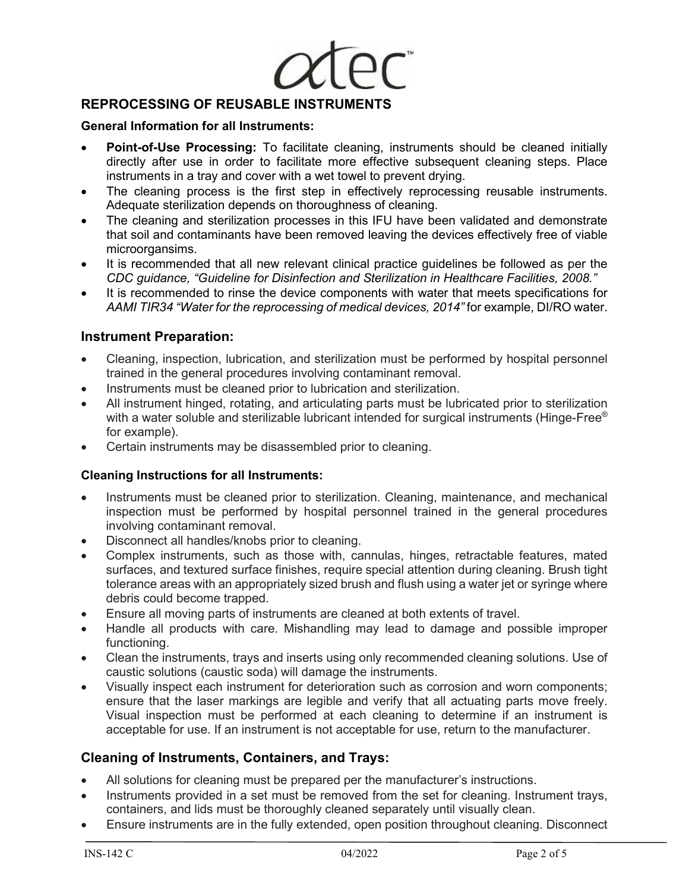## REPROCESSING OF REUSABLE INSTRUMENTS

### General Information for all Instruments:

- **Point-of-Use Processing:** To facilitate cleaning, instruments should be cleaned initially directly after use in order to facilitate more effective subsequent cleaning steps. Place instruments in a tray and cover with a wet towel to prevent drying.
- The cleaning process is the first step in effectively reprocessing reusable instruments. Adequate sterilization depends on thoroughness of cleaning.
- The cleaning and sterilization processes in this IFU have been validated and demonstrate that soil and contaminants have been removed leaving the devices effectively free of viable microorgansims.
- It is recommended that all new relevant clinical practice guidelines be followed as per the *CDC guidance, "Guideline for Disinfection and Sterilization in Healthcare Facilities, 2008."*
- It is recommended to rinse the device components with water that meets specifications for *AAMI TIR34 "Water for the reprocessing of medical devices, 2014"* for example, DI/RO water.

## Instrument Preparation:

- Cleaning, inspection, lubrication, and sterilization must be performed by hospital personnel trained in the general procedures involving contaminant removal.
- Instruments must be cleaned prior to lubrication and sterilization.
- All instrument hinged, rotating, and articulating parts must be lubricated prior to sterilization with a water soluble and sterilizable lubricant intended for surgical instruments (Hinge-Free® for example).
- Certain instruments may be disassembled prior to cleaning.

### Cleaning Instructions for all Instruments:

- Instruments must be cleaned prior to sterilization. Cleaning, maintenance, and mechanical inspection must be performed by hospital personnel trained in the general procedures involving contaminant removal.
- Disconnect all handles/knobs prior to cleaning.
- Complex instruments, such as those with, cannulas, hinges, retractable features, mated surfaces, and textured surface finishes, require special attention during cleaning. Brush tight tolerance areas with an appropriately sized brush and flush using a water jet or syringe where debris could become trapped.
- Ensure all moving parts of instruments are cleaned at both extents of travel.
- Handle all products with care. Mishandling may lead to damage and possible improper functioning.
- Clean the instruments, trays and inserts using only recommended cleaning solutions. Use of caustic solutions (caustic soda) will damage the instruments.
- Visually inspect each instrument for deterioration such as corrosion and worn components; ensure that the laser markings are legible and verify that all actuating parts move freely. Visual inspection must be performed at each cleaning to determine if an instrument is acceptable for use. If an instrument is not acceptable for use, return to the manufacturer.

## Cleaning of Instruments, Containers, and Trays:

- All solutions for cleaning must be prepared per the manufacturer's instructions.
- Instruments provided in a set must be removed from the set for cleaning. Instrument trays, containers, and lids must be thoroughly cleaned separately until visually clean.
- Ensure instruments are in the fully extended, open position throughout cleaning. Disconnect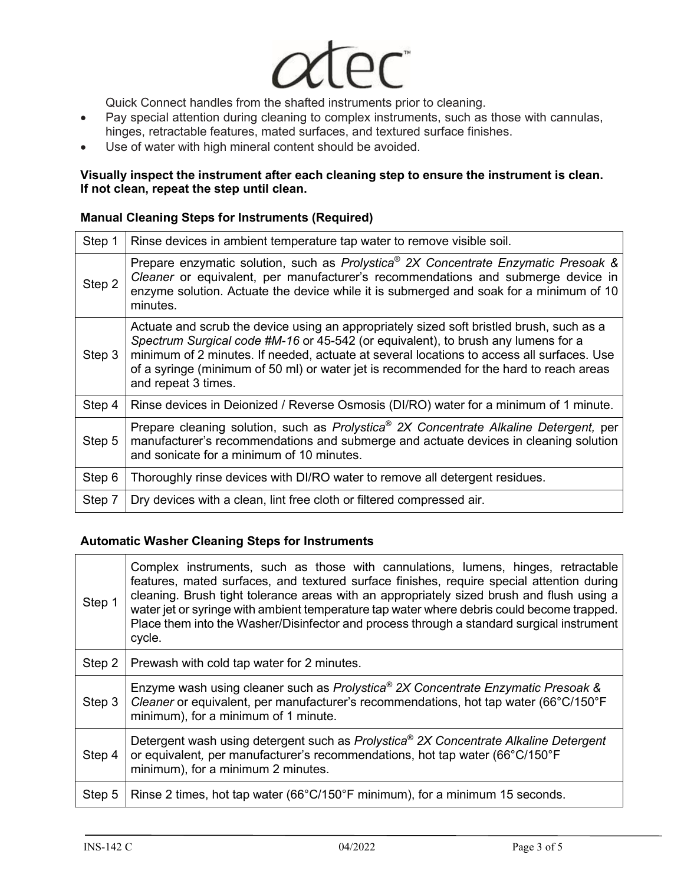Quick Connect handles from the shafted instruments prior to cleaning.

- Pay special attention during cleaning to complex instruments, such as those with cannulas, hinges, retractable features, mated surfaces, and textured surface finishes.
- Use of water with high mineral content should be avoided.

**Visually inspect the instrument after each cleaning step to ensure the instrument is clean. If not clean, repeat the step until clean.**

**Manual Cleaning Steps for Instruments (Required)**

| | |
|---|---|
| Step 1 | Rinse devices in ambient temperature tap water to remove visible soil. |
| Step 2 | Prepare enzymatic solution, such as *Prolystica® 2X Concentrate Enzymatic Presoak & Cleaner* or equivalent, per manufacturer's recommendations and submerge device in enzyme solution. Actuate the device while it is submerged and soak for a minimum of 10 minutes. |
| Step 3 | Actuate and scrub the device using an appropriately sized soft bristled brush, such as a *Spectrum Surgical code #M-16* or 45-542 (or equivalent), to brush any lumens for a minimum of 2 minutes. If needed, actuate at several locations to access all surfaces. Use of a syringe (minimum of 50 ml) or water jet is recommended for the hard to reach areas and repeat 3 times. |
| Step 4 | Rinse devices in Deionized / Reverse Osmosis (DI/RO) water for a minimum of 1 minute. |
| Step 5 | Prepare cleaning solution, such as *Prolystica® 2X Concentrate Alkaline Detergent,* per manufacturer's recommendations and submerge and actuate devices in cleaning solution and sonicate for a minimum of 10 minutes. |
| Step 6 | Thoroughly rinse devices with DI/RO water to remove all detergent residues. |
| Step 7 | Dry devices with a clean, lint free cloth or filtered compressed air. |

**Automatic Washer Cleaning Steps for Instruments**

| | |
|---|---|
| Step 1 | Complex instruments, such as those with cannulations, lumens, hinges, retractable features, mated surfaces, and textured surface finishes, require special attention during cleaning. Brush tight tolerance areas with an appropriately sized brush and flush using a water jet or syringe with ambient temperature tap water where debris could become trapped. Place them into the Washer/Disinfector and process through a standard surgical instrument cycle. |
| Step 2 | Prewash with cold tap water for 2 minutes. |
| Step 3 | Enzyme wash using cleaner such as *Prolystica® 2X Concentrate Enzymatic Presoak & Cleaner* or equivalent, per manufacturer's recommendations, hot tap water (66°C/150°F minimum), for a minimum of 1 minute. |
| Step 4 | Detergent wash using detergent such as *Prolystica® 2X Concentrate Alkaline Detergent* or equivalent, per manufacturer's recommendations, hot tap water (66°C/150°F minimum), for a minimum 2 minutes. |
| Step 5 | Rinse 2 times, hot tap water (66°C/150°F minimum), for a minimum 15 seconds. |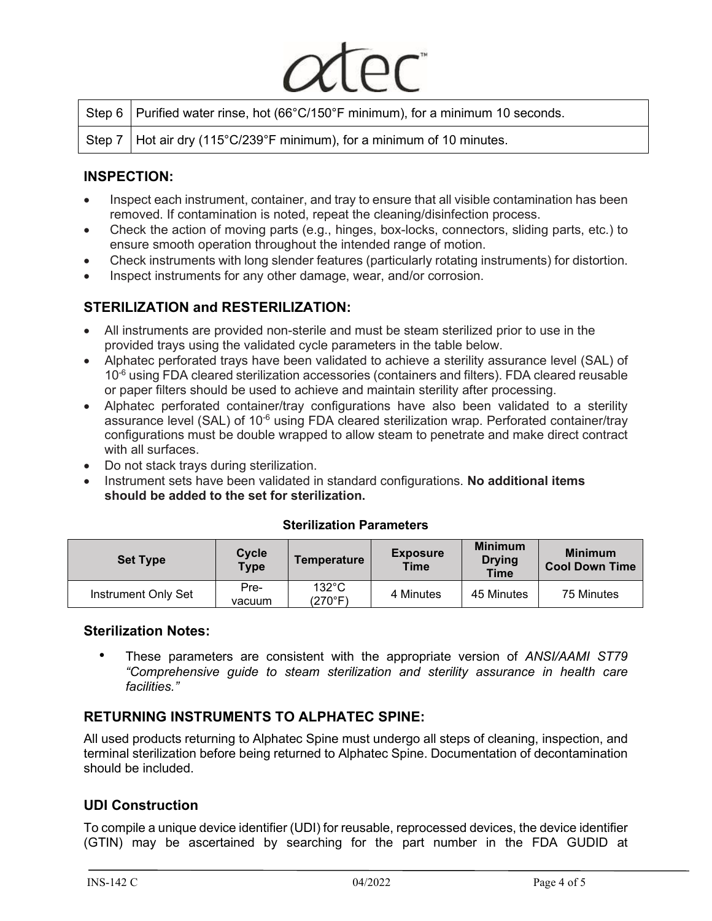| Step 6 | Purified water rinse, hot (66°C/150°F minimum), for a minimum 10 seconds. |
|---|---|
| Step 7 | Hot air dry (115°C/239°F minimum), for a minimum of 10 minutes. |

## INSPECTION:

- Inspect each instrument, container, and tray to ensure that all visible contamination has been removed. If contamination is noted, repeat the cleaning/disinfection process.
- Check the action of moving parts (e.g., hinges, box-locks, connectors, sliding parts, etc.) to ensure smooth operation throughout the intended range of motion.
- Check instruments with long slender features (particularly rotating instruments) for distortion.
- Inspect instruments for any other damage, wear, and/or corrosion.

## STERILIZATION and RESTERILIZATION:

- All instruments are provided non-sterile and must be steam sterilized prior to use in the provided trays using the validated cycle parameters in the table below.
- Alphatec perforated trays have been validated to achieve a sterility assurance level (SAL) of $10^{-6}$ using FDA cleared sterilization accessories (containers and filters). FDA cleared reusable or paper filters should be used to achieve and maintain sterility after processing.
- Alphatec perforated container/tray configurations have also been validated to a sterility assurance level (SAL) of $10^{-6}$ using FDA cleared sterilization wrap. Perforated container/tray configurations must be double wrapped to allow steam to penetrate and make direct contract with all surfaces.
- Do not stack trays during sterilization.
- Instrument sets have been validated in standard configurations. **No additional items should be added to the set for sterilization.**

**Sterilization Parameters**

| Set Type | Cycle Type | Temperature | Exposure Time | Minimum Drying Time | Minimum Cool Down Time |
|---|---|---|---|---|---|
| Instrument Only Set | Pre-vacuum | 132°C (270°F) | 4 Minutes | 45 Minutes | 75 Minutes |

### Sterilization Notes:

- These parameters are consistent with the appropriate version of *ANSI/AAMI ST79 "Comprehensive guide to steam sterilization and sterility assurance in health care facilities."*

## RETURNING INSTRUMENTS TO ALPHATEC SPINE:

All used products returning to Alphatec Spine must undergo all steps of cleaning, inspection, and terminal sterilization before being returned to Alphatec Spine. Documentation of decontamination should be included.

## UDI Construction

To compile a unique device identifier (UDI) for reusable, reprocessed devices, the device identifier (GTIN) may be ascertained by searching for the part number in the FDA GUDID at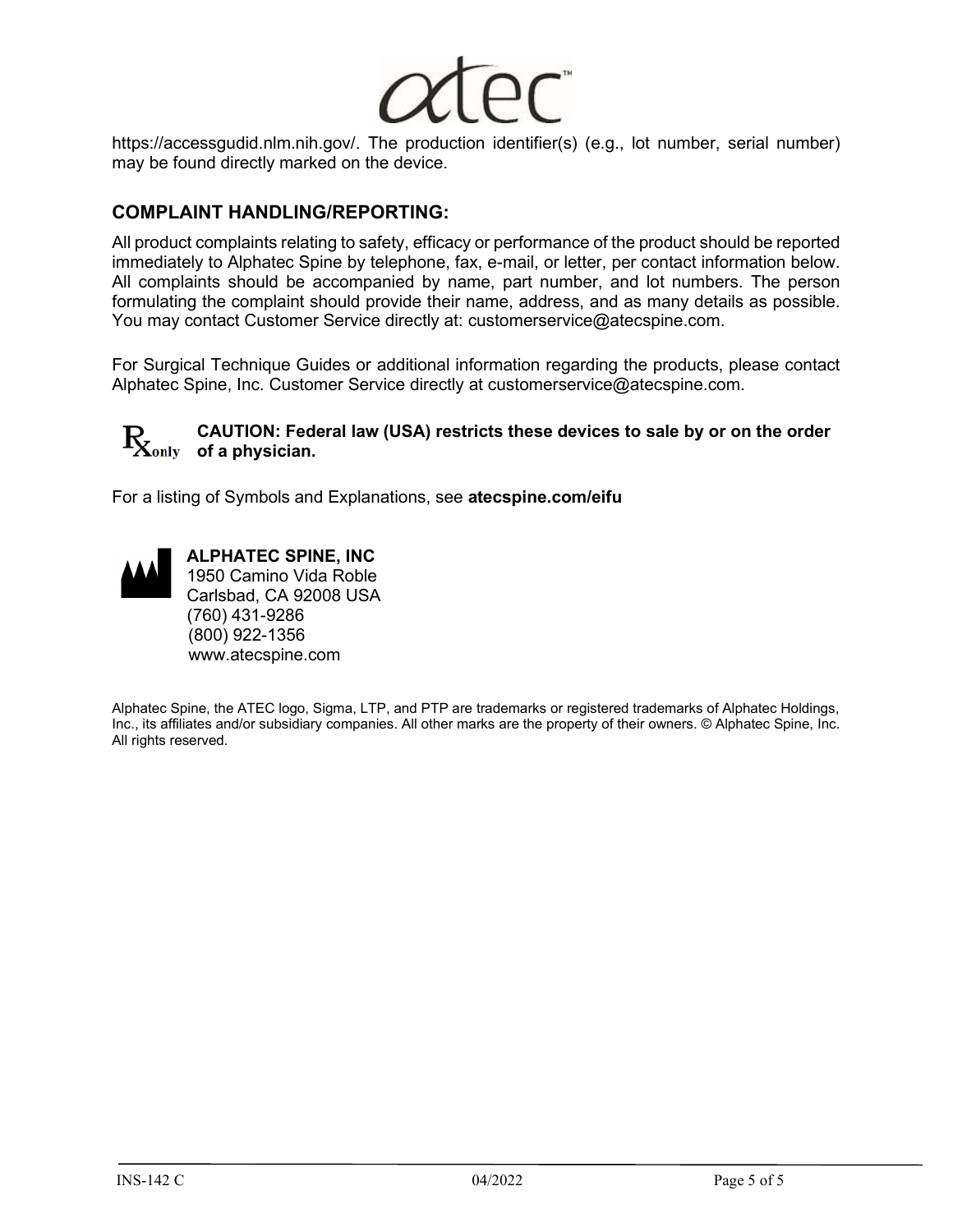https://accessgudid.nlm.nih.gov/. The production identifier(s) (e.g., lot number, serial number) may be found directly marked on the device.

## COMPLAINT HANDLING/REPORTING:

All product complaints relating to safety, efficacy or performance of the product should be reported immediately to Alphatec Spine by telephone, fax, e-mail, or letter, per contact information below. All complaints should be accompanied by name, part number, and lot numbers. The person formulating the complaint should provide their name, address, and as many details as possible. You may contact Customer Service directly at: customerservice@atecspine.com.

For Surgical Technique Guides or additional information regarding the products, please contact Alphatec Spine, Inc. Customer Service directly at customerservice@atecspine.com.

Rx only **CAUTION: Federal law (USA) restricts these devices to sale by or on the order of a physician.**

For a listing of Symbols and Explanations, see **atecspine.com/eifu**

**ALPHATEC SPINE, INC**
1950 Camino Vida Roble
Carlsbad, CA 92008 USA
(760) 431-9286
(800) 922-1356
www.atecspine.com

Alphatec Spine, the ATEC logo, Sigma, LTP, and PTP are trademarks or registered trademarks of Alphatec Holdings, Inc., its affiliates and/or subsidiary companies. All other marks are the property of their owners. © Alphatec Spine, Inc. All rights reserved.